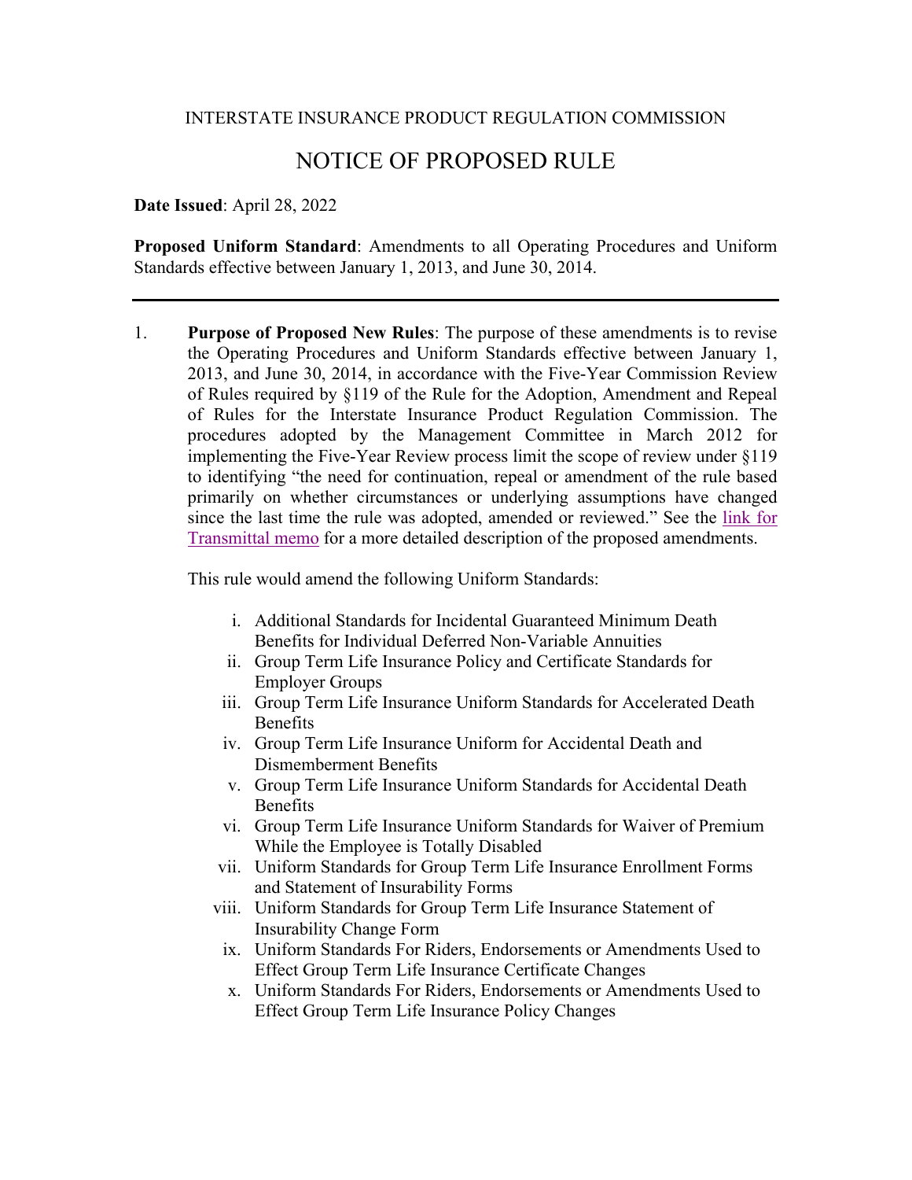INTERSTATE INSURANCE PRODUCT REGULATION COMMISSION

# NOTICE OF PROPOSED RULE

**Date Issued**: April 28, 2022

**Proposed Uniform Standard**: Amendments to all Operating Procedures and Uniform Standards effective between January 1, 2013, and June 30, 2014.

---

1. **Purpose of Proposed New Rules**: The purpose of these amendments is to revise the Operating Procedures and Uniform Standards effective between January 1, 2013, and June 30, 2014, in accordance with the Five-Year Commission Review of Rules required by §119 of the Rule for the Adoption, Amendment and Repeal of Rules for the Interstate Insurance Product Regulation Commission. The procedures adopted by the Management Committee in March 2012 for implementing the Five-Year Review process limit the scope of review under §119 to identifying "the need for continuation, repeal or amendment of the rule based primarily on whether circumstances or underlying assumptions have changed since the last time the rule was adopted, amended or reviewed." See the link for Transmittal memo for a more detailed description of the proposed amendments.

   This rule would amend the following Uniform Standards:

   i. Additional Standards for Incidental Guaranteed Minimum Death Benefits for Individual Deferred Non-Variable Annuities
   ii. Group Term Life Insurance Policy and Certificate Standards for Employer Groups
   iii. Group Term Life Insurance Uniform Standards for Accelerated Death Benefits
   iv. Group Term Life Insurance Uniform for Accidental Death and Dismemberment Benefits
   v. Group Term Life Insurance Uniform Standards for Accidental Death Benefits
   vi. Group Term Life Insurance Uniform Standards for Waiver of Premium While the Employee is Totally Disabled
   vii. Uniform Standards for Group Term Life Insurance Enrollment Forms and Statement of Insurability Forms
   viii. Uniform Standards for Group Term Life Insurance Statement of Insurability Change Form
   ix. Uniform Standards For Riders, Endorsements or Amendments Used to Effect Group Term Life Insurance Certificate Changes
   x. Uniform Standards For Riders, Endorsements or Amendments Used to Effect Group Term Life Insurance Policy Changes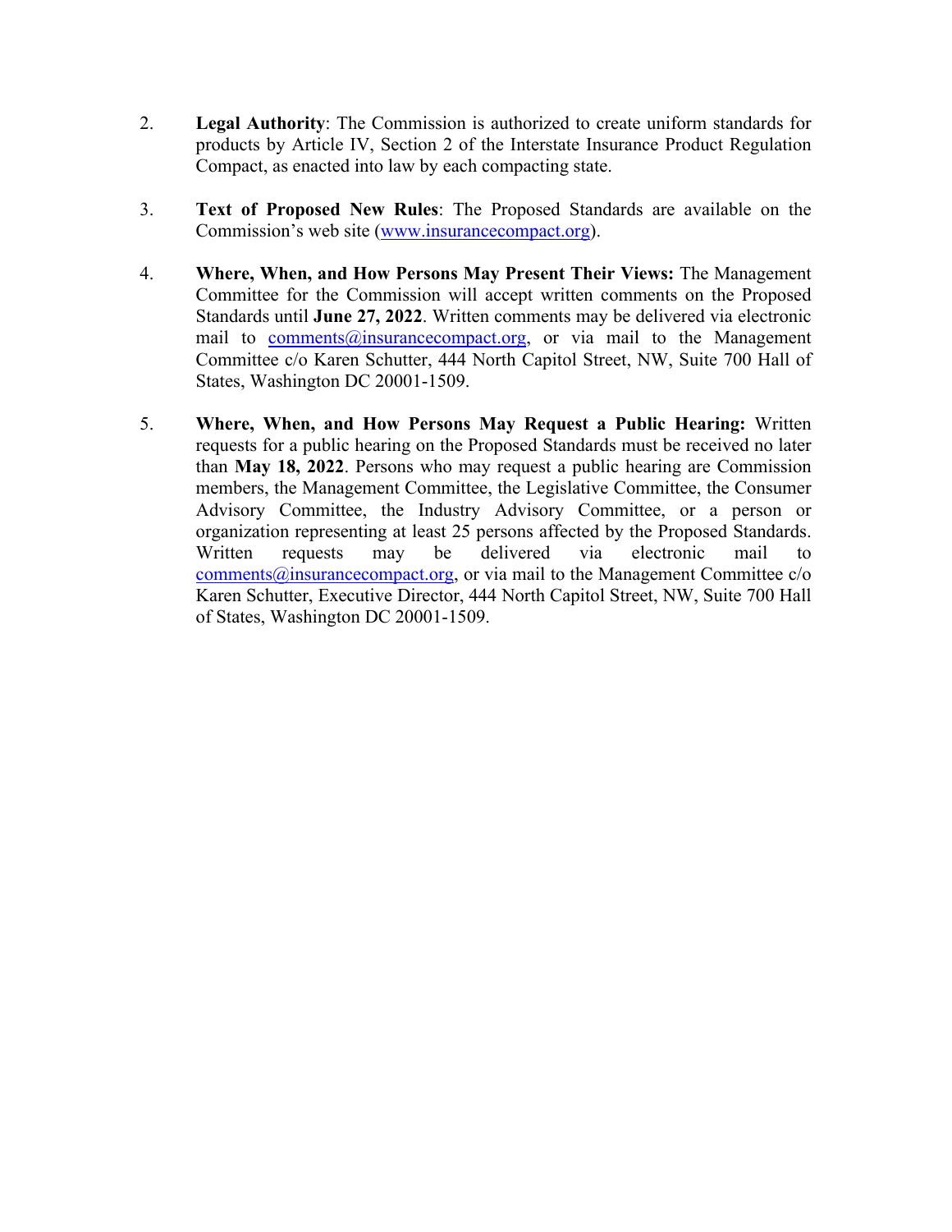2. **Legal Authority**: The Commission is authorized to create uniform standards for products by Article IV, Section 2 of the Interstate Insurance Product Regulation Compact, as enacted into law by each compacting state.

3. **Text of Proposed New Rules**: The Proposed Standards are available on the Commission's web site (www.insurancecompact.org).

4. **Where, When, and How Persons May Present Their Views:** The Management Committee for the Commission will accept written comments on the Proposed Standards until **June 27, 2022**. Written comments may be delivered via electronic mail to comments@insurancecompact.org, or via mail to the Management Committee c/o Karen Schutter, 444 North Capitol Street, NW, Suite 700 Hall of States, Washington DC 20001-1509.

5. **Where, When, and How Persons May Request a Public Hearing:** Written requests for a public hearing on the Proposed Standards must be received no later than **May 18, 2022**. Persons who may request a public hearing are Commission members, the Management Committee, the Legislative Committee, the Consumer Advisory Committee, the Industry Advisory Committee, or a person or organization representing at least 25 persons affected by the Proposed Standards. Written requests may be delivered via electronic mail to comments@insurancecompact.org, or via mail to the Management Committee c/o Karen Schutter, Executive Director, 444 North Capitol Street, NW, Suite 700 Hall of States, Washington DC 20001-1509.